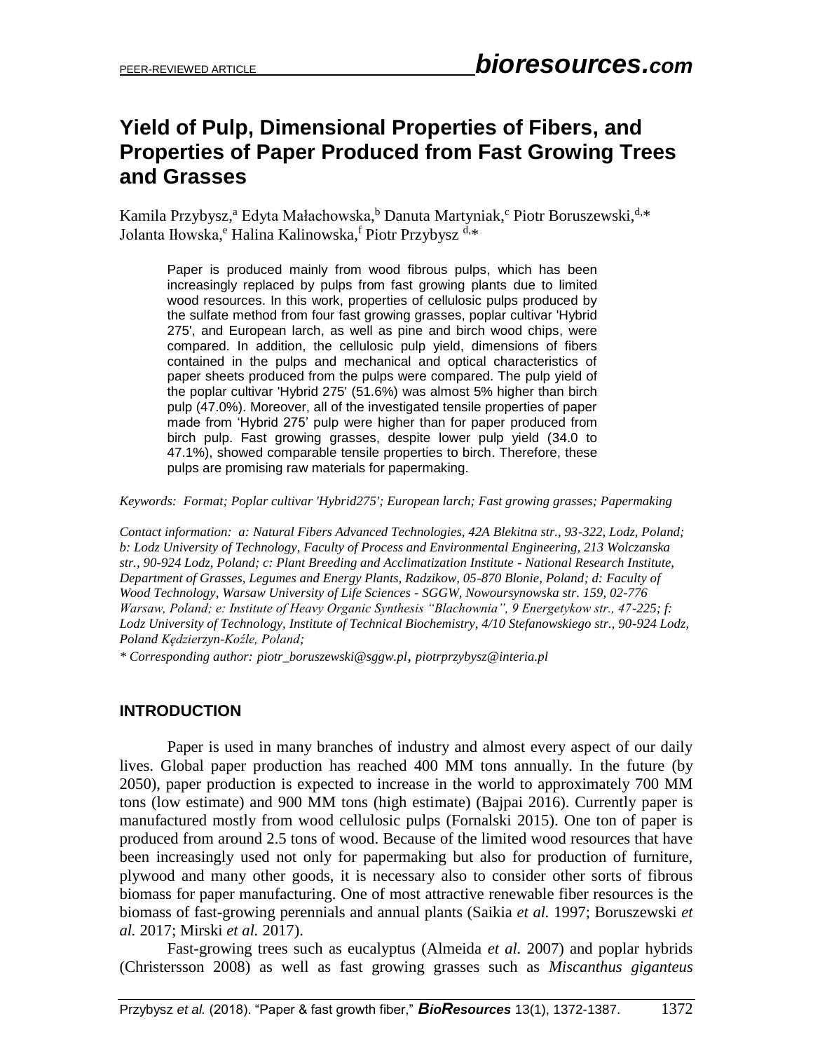# Yield of Pulp, Dimensional Properties of Fibers, and Properties of Paper Produced from Fast Growing Trees and Grasses

Kamila Przybysz,[a] Edyta Małachowska,[b] Danuta Martyniak,[c] Piotr Boruszewski,[d,*] Jolanta Iłowska,[e] Halina Kalinowska,[f] Piotr Przybysz [d,*]

Paper is produced mainly from wood fibrous pulps, which has been increasingly replaced by pulps from fast growing plants due to limited wood resources. In this work, properties of cellulosic pulps produced by the sulfate method from four fast growing grasses, poplar cultivar 'Hybrid 275', and European larch, as well as pine and birch wood chips, were compared. In addition, the cellulosic pulp yield, dimensions of fibers contained in the pulps and mechanical and optical characteristics of paper sheets produced from the pulps were compared. The pulp yield of the poplar cultivar 'Hybrid 275' (51.6%) was almost 5% higher than birch pulp (47.0%). Moreover, all of the investigated tensile properties of paper made from 'Hybrid 275' pulp were higher than for paper produced from birch pulp. Fast growing grasses, despite lower pulp yield (34.0 to 47.1%), showed comparable tensile properties to birch. Therefore, these pulps are promising raw materials for papermaking.

*Keywords: Format; Poplar cultivar 'Hybrid275'; European larch; Fast growing grasses; Papermaking*

*Contact information: a: Natural Fibers Advanced Technologies, 42A Blekitna str., 93-322, Lodz, Poland; b: Lodz University of Technology, Faculty of Process and Environmental Engineering, 213 Wolczanska str., 90-924 Lodz, Poland; c: Plant Breeding and Acclimatization Institute - National Research Institute, Department of Grasses, Legumes and Energy Plants, Radzikow, 05-870 Blonie, Poland; d: Faculty of Wood Technology, Warsaw University of Life Sciences - SGGW, Nowoursynowska str. 159, 02-776 Warsaw, Poland; e: Institute of Heavy Organic Synthesis "Blachownia", 9 Energetykow str., 47-225; f: Lodz University of Technology, Institute of Technical Biochemistry, 4/10 Stefanowskiego str., 90-924 Lodz, Poland Kędzierzyn-Koźle, Poland;*

*\* Corresponding author: piotr_boruszewski@sggw.pl, piotrprzybysz@interia.pl*

## INTRODUCTION

Paper is used in many branches of industry and almost every aspect of our daily lives. Global paper production has reached 400 MM tons annually. In the future (by 2050), paper production is expected to increase in the world to approximately 700 MM tons (low estimate) and 900 MM tons (high estimate) (Bajpai 2016). Currently paper is manufactured mostly from wood cellulosic pulps (Fornalski 2015). One ton of paper is produced from around 2.5 tons of wood. Because of the limited wood resources that have been increasingly used not only for papermaking but also for production of furniture, plywood and many other goods, it is necessary also to consider other sorts of fibrous biomass for paper manufacturing. One of most attractive renewable fiber resources is the biomass of fast-growing perennials and annual plants (Saikia *et al.* 1997; Boruszewski *et al.* 2017; Mirski *et al.* 2017).

Fast-growing trees such as eucalyptus (Almeida *et al.* 2007) and poplar hybrids (Christersson 2008) as well as fast growing grasses such as *Miscanthus giganteus*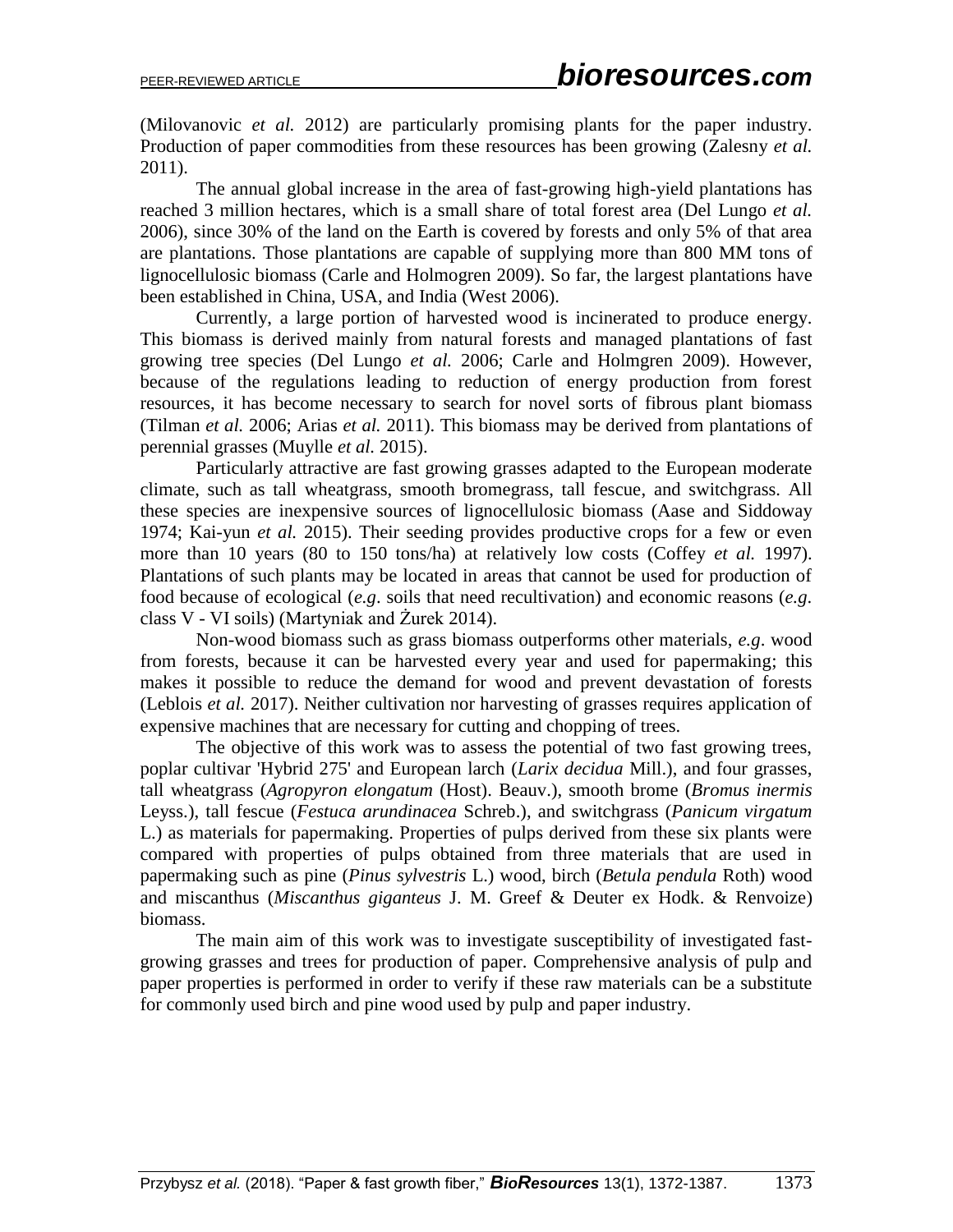(Milovanovic *et al.* 2012) are particularly promising plants for the paper industry. Production of paper commodities from these resources has been growing (Zalesny *et al.* 2011).

The annual global increase in the area of fast-growing high-yield plantations has reached 3 million hectares, which is a small share of total forest area (Del Lungo *et al.* 2006), since 30% of the land on the Earth is covered by forests and only 5% of that area are plantations. Those plantations are capable of supplying more than 800 MM tons of lignocellulosic biomass (Carle and Holmogren 2009). So far, the largest plantations have been established in China, USA, and India (West 2006).

Currently, a large portion of harvested wood is incinerated to produce energy. This biomass is derived mainly from natural forests and managed plantations of fast growing tree species (Del Lungo *et al.* 2006; Carle and Holmgren 2009). However, because of the regulations leading to reduction of energy production from forest resources, it has become necessary to search for novel sorts of fibrous plant biomass (Tilman *et al.* 2006; Arias *et al.* 2011). This biomass may be derived from plantations of perennial grasses (Muylle *et al.* 2015).

Particularly attractive are fast growing grasses adapted to the European moderate climate, such as tall wheatgrass, smooth bromegrass, tall fescue, and switchgrass. All these species are inexpensive sources of lignocellulosic biomass (Aase and Siddoway 1974; Kai-yun *et al.* 2015). Their seeding provides productive crops for a few or even more than 10 years (80 to 150 tons/ha) at relatively low costs (Coffey *et al.* 1997). Plantations of such plants may be located in areas that cannot be used for production of food because of ecological (*e.g*. soils that need recultivation) and economic reasons (*e.g*. class V - VI soils) (Martyniak and Żurek 2014).

Non-wood biomass such as grass biomass outperforms other materials, *e.g*. wood from forests, because it can be harvested every year and used for papermaking; this makes it possible to reduce the demand for wood and prevent devastation of forests (Leblois *et al.* 2017). Neither cultivation nor harvesting of grasses requires application of expensive machines that are necessary for cutting and chopping of trees.

The objective of this work was to assess the potential of two fast growing trees, poplar cultivar 'Hybrid 275' and European larch (*Larix decidua* Mill.), and four grasses, tall wheatgrass (*Agropyron elongatum* (Host). Beauv.), smooth brome (*Bromus inermis* Leyss.), tall fescue (*Festuca arundinacea* Schreb.), and switchgrass (*Panicum virgatum* L.) as materials for papermaking. Properties of pulps derived from these six plants were compared with properties of pulps obtained from three materials that are used in papermaking such as pine (*Pinus sylvestris* L.) wood, birch (*Betula pendula* Roth) wood and miscanthus (*Miscanthus giganteus* J. M. Greef & Deuter ex Hodk. & Renvoize) biomass.

The main aim of this work was to investigate susceptibility of investigated fast-growing grasses and trees for production of paper. Comprehensive analysis of pulp and paper properties is performed in order to verify if these raw materials can be a substitute for commonly used birch and pine wood used by pulp and paper industry.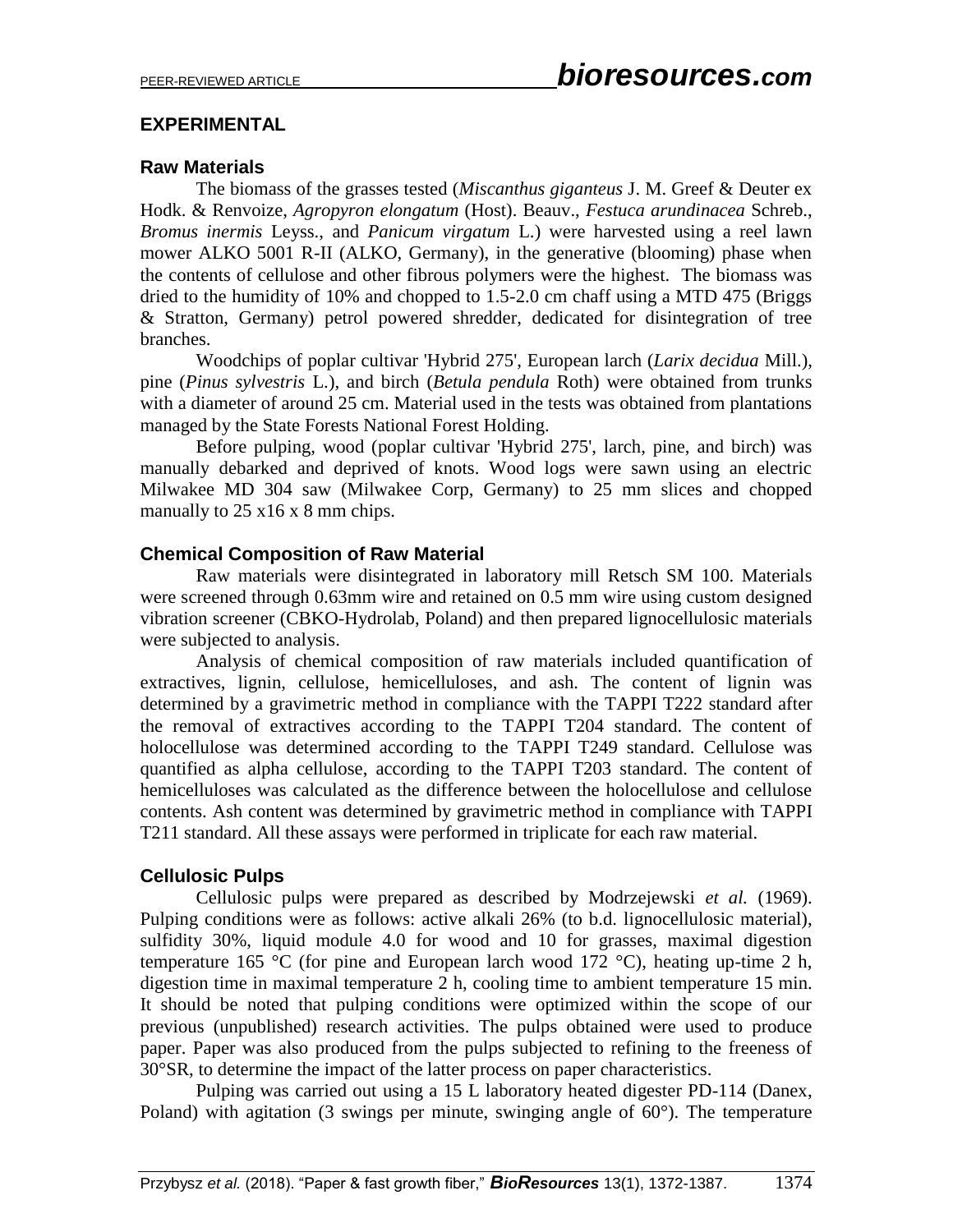## EXPERIMENTAL

### Raw Materials

The biomass of the grasses tested (*Miscanthus giganteus* J. M. Greef & Deuter ex Hodk. & Renvoize, *Agropyron elongatum* (Host). Beauv., *Festuca arundinacea* Schreb., *Bromus inermis* Leyss., and *Panicum virgatum* L.) were harvested using a reel lawn mower ALKO 5001 R-II (ALKO, Germany), in the generative (blooming) phase when the contents of cellulose and other fibrous polymers were the highest. The biomass was dried to the humidity of 10% and chopped to 1.5-2.0 cm chaff using a MTD 475 (Briggs & Stratton, Germany) petrol powered shredder, dedicated for disintegration of tree branches.

Woodchips of poplar cultivar 'Hybrid 275', European larch (*Larix decidua* Mill.), pine (*Pinus sylvestris* L.), and birch (*Betula pendula* Roth) were obtained from trunks with a diameter of around 25 cm. Material used in the tests was obtained from plantations managed by the State Forests National Forest Holding.

Before pulping, wood (poplar cultivar 'Hybrid 275', larch, pine, and birch) was manually debarked and deprived of knots. Wood logs were sawn using an electric Milwakee MD 304 saw (Milwakee Corp, Germany) to 25 mm slices and chopped manually to 25 x16 x 8 mm chips.

### Chemical Composition of Raw Material

Raw materials were disintegrated in laboratory mill Retsch SM 100. Materials were screened through 0.63mm wire and retained on 0.5 mm wire using custom designed vibration screener (CBKO-Hydrolab, Poland) and then prepared lignocellulosic materials were subjected to analysis.

Analysis of chemical composition of raw materials included quantification of extractives, lignin, cellulose, hemicelluloses, and ash. The content of lignin was determined by a gravimetric method in compliance with the TAPPI T222 standard after the removal of extractives according to the TAPPI T204 standard. The content of holocellulose was determined according to the TAPPI T249 standard. Cellulose was quantified as alpha cellulose, according to the TAPPI T203 standard. The content of hemicelluloses was calculated as the difference between the holocellulose and cellulose contents. Ash content was determined by gravimetric method in compliance with TAPPI T211 standard. All these assays were performed in triplicate for each raw material.

### Cellulosic Pulps

Cellulosic pulps were prepared as described by Modrzejewski *et al.* (1969). Pulping conditions were as follows: active alkali 26% (to b.d. lignocellulosic material), sulfidity 30%, liquid module 4.0 for wood and 10 for grasses, maximal digestion temperature 165 °C (for pine and European larch wood 172 °C), heating up-time 2 h, digestion time in maximal temperature 2 h, cooling time to ambient temperature 15 min. It should be noted that pulping conditions were optimized within the scope of our previous (unpublished) research activities. The pulps obtained were used to produce paper. Paper was also produced from the pulps subjected to refining to the freeness of 30°SR, to determine the impact of the latter process on paper characteristics.

Pulping was carried out using a 15 L laboratory heated digester PD-114 (Danex, Poland) with agitation (3 swings per minute, swinging angle of 60°). The temperature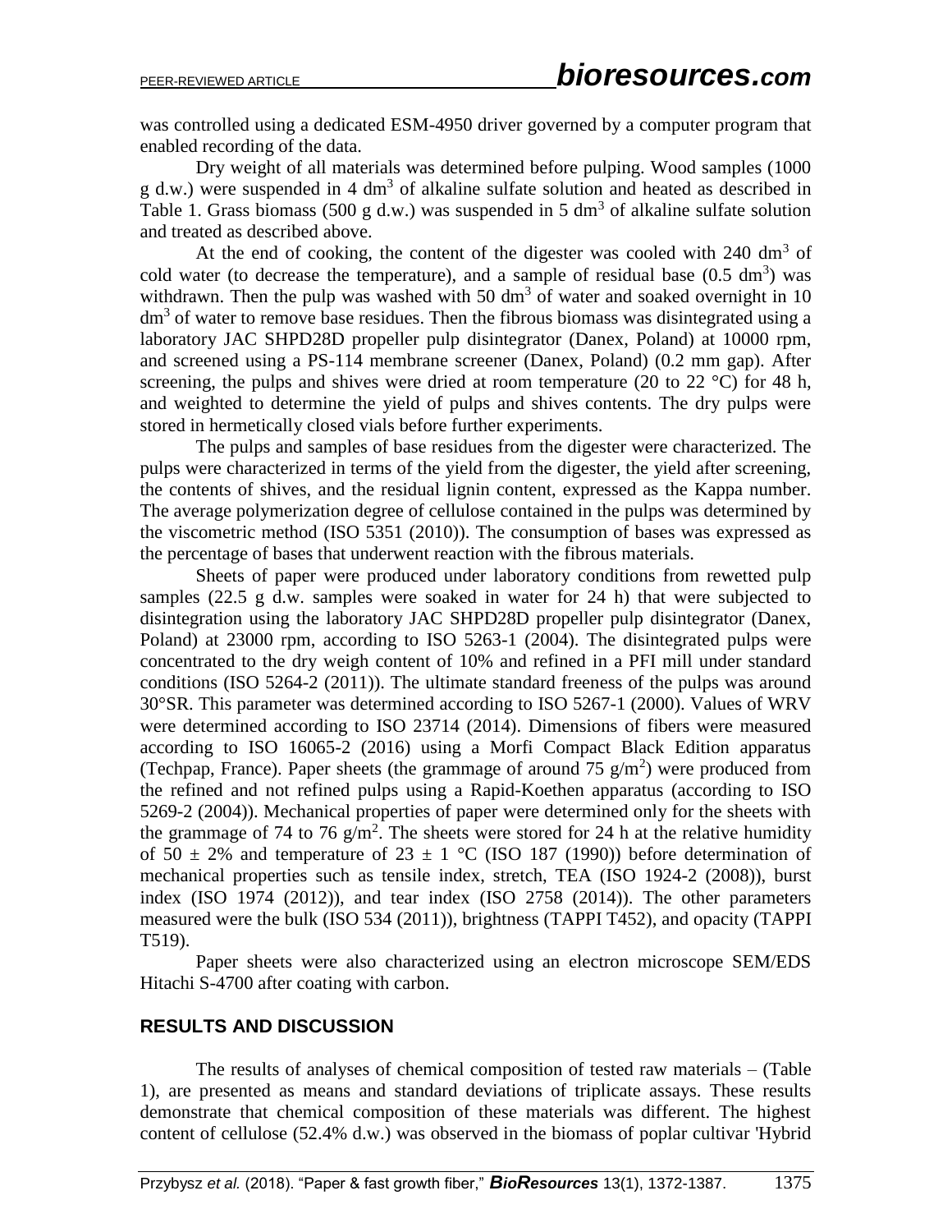was controlled using a dedicated ESM-4950 driver governed by a computer program that enabled recording of the data.

Dry weight of all materials was determined before pulping. Wood samples (1000 g d.w.) were suspended in 4 $dm^3$ of alkaline sulfate solution and heated as described in Table 1. Grass biomass (500 g d.w.) was suspended in 5 $dm^3$ of alkaline sulfate solution and treated as described above.

At the end of cooking, the content of the digester was cooled with 240 $dm^3$ of cold water (to decrease the temperature), and a sample of residual base (0.5 $dm^3$) was withdrawn. Then the pulp was washed with 50 $dm^3$ of water and soaked overnight in 10 $dm^3$ of water to remove base residues. Then the fibrous biomass was disintegrated using a laboratory JAC SHPD28D propeller pulp disintegrator (Danex, Poland) at 10000 rpm, and screened using a PS-114 membrane screener (Danex, Poland) (0.2 mm gap). After screening, the pulps and shives were dried at room temperature (20 to 22 °C) for 48 h, and weighted to determine the yield of pulps and shives contents. The dry pulps were stored in hermetically closed vials before further experiments.

The pulps and samples of base residues from the digester were characterized. The pulps were characterized in terms of the yield from the digester, the yield after screening, the contents of shives, and the residual lignin content, expressed as the Kappa number. The average polymerization degree of cellulose contained in the pulps was determined by the viscometric method (ISO 5351 (2010)). The consumption of bases was expressed as the percentage of bases that underwent reaction with the fibrous materials.

Sheets of paper were produced under laboratory conditions from rewetted pulp samples (22.5 g d.w. samples were soaked in water for 24 h) that were subjected to disintegration using the laboratory JAC SHPD28D propeller pulp disintegrator (Danex, Poland) at 23000 rpm, according to ISO 5263-1 (2004). The disintegrated pulps were concentrated to the dry weigh content of 10% and refined in a PFI mill under standard conditions (ISO 5264-2 (2011)). The ultimate standard freeness of the pulps was around 30°SR. This parameter was determined according to ISO 5267-1 (2000). Values of WRV were determined according to ISO 23714 (2014). Dimensions of fibers were measured according to ISO 16065-2 (2016) using a Morfi Compact Black Edition apparatus (Techpap, France). Paper sheets (the grammage of around 75 $g/m^2$) were produced from the refined and not refined pulps using a Rapid-Koethen apparatus (according to ISO 5269-2 (2004)). Mechanical properties of paper were determined only for the sheets with the grammage of 74 to 76 $g/m^2$. The sheets were stored for 24 h at the relative humidity of 50 $\pm$ 2% and temperature of 23 $\pm$ 1 °C (ISO 187 (1990)) before determination of mechanical properties such as tensile index, stretch, TEA (ISO 1924-2 (2008)), burst index (ISO 1974 (2012)), and tear index (ISO 2758 (2014)). The other parameters measured were the bulk (ISO 534 (2011)), brightness (TAPPI T452), and opacity (TAPPI T519).

Paper sheets were also characterized using an electron microscope SEM/EDS Hitachi S-4700 after coating with carbon.

## RESULTS AND DISCUSSION

The results of analyses of chemical composition of tested raw materials – (Table 1), are presented as means and standard deviations of triplicate assays. These results demonstrate that chemical composition of these materials was different. The highest content of cellulose (52.4% d.w.) was observed in the biomass of poplar cultivar 'Hybrid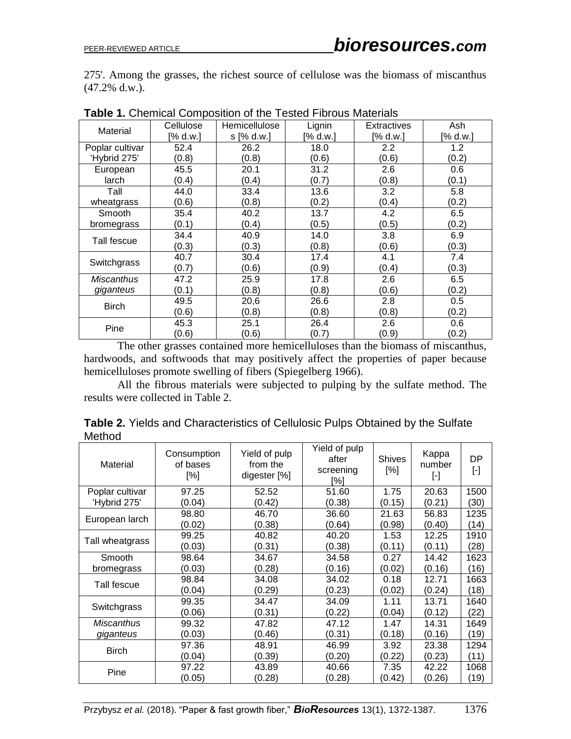275'. Among the grasses, the richest source of cellulose was the biomass of miscanthus (47.2% d.w.).

**Table 1.** Chemical Composition of the Tested Fibrous Materials

| Material | Cellulose [% d.w.] | Hemicelluloses [% d.w.] | Lignin [% d.w.] | Extractives [% d.w.] | Ash [% d.w.] |
|---|---|---|---|---|---|
| Poplar cultivar 'Hybrid 275' | 52.4 (0.8) | 26.2 (0.8) | 18.0 (0.6) | 2.2 (0.6) | 1.2 (0.2) |
| European larch | 45.5 (0.4) | 20.1 (0.4) | 31.2 (0.7) | 2.6 (0.8) | 0.6 (0.1) |
| Tall wheatgrass | 44.0 (0.6) | 33.4 (0.8) | 13.6 (0.2) | 3.2 (0.4) | 5.8 (0.2) |
| Smooth bromegrass | 35.4 (0.1) | 40.2 (0.4) | 13.7 (0.5) | 4.2 (0.5) | 6.5 (0.2) |
| Tall fescue | 34.4 (0.3) | 40.9 (0.3) | 14.0 (0.8) | 3.8 (0.6) | 6.9 (0.3) |
| Switchgrass | 40.7 (0.7) | 30.4 (0.6) | 17.4 (0.9) | 4.1 (0.4) | 7.4 (0.3) |
| *Miscanthus giganteus* | 47.2 (0.1) | 25.9 (0.8) | 17.8 (0.8) | 2.6 (0.6) | 6.5 (0.2) |
| Birch | 49.5 (0.6) | 20,6 (0.8) | 26.6 (0.8) | 2.8 (0.8) | 0.5 (0.2) |
| Pine | 45.3 (0.6) | 25.1 (0.6) | 26.4 (0.7) | 2.6 (0.9) | 0.6 (0.2) |

The other grasses contained more hemicelluloses than the biomass of miscanthus, hardwoods, and softwoods that may positively affect the properties of paper because hemicelluloses promote swelling of fibers (Spiegelberg 1966).

All the fibrous materials were subjected to pulping by the sulfate method. The results were collected in Table 2.

**Table 2.** Yields and Characteristics of Cellulosic Pulps Obtained by the Sulfate Method

| Material | Consumption of bases [%] | Yield of pulp from the digester [%] | Yield of pulp after screening [%] | Shives [%] | Kappa number [-] | DP [-] |
|---|---|---|---|---|---|---|
| Poplar cultivar 'Hybrid 275' | 97.25 (0.04) | 52.52 (0.42) | 51.60 (0.38) | 1.75 (0.15) | 20.63 (0.21) | 1500 (30) |
| European larch | 98.80 (0.02) | 46.70 (0.38) | 36.60 (0.64) | 21.63 (0.98) | 56.83 (0.40) | 1235 (14) |
| Tall wheatgrass | 99.25 (0.03) | 40.82 (0.31) | 40.20 (0.38) | 1.53 (0.11) | 12.25 (0.11) | 1910 (28) |
| Smooth bromegrass | 98.64 (0.03) | 34.67 (0.28) | 34.58 (0.16) | 0.27 (0.02) | 14.42 (0.16) | 1623 (16) |
| Tall fescue | 98.84 (0.04) | 34.08 (0.29) | 34.02 (0.23) | 0.18 (0.02) | 12.71 (0.24) | 1663 (18) |
| Switchgrass | 99.35 (0.06) | 34.47 (0.31) | 34.09 (0.22) | 1.11 (0.04) | 13.71 (0.12) | 1640 (22) |
| *Miscanthus giganteus* | 99.32 (0.03) | 47.82 (0.46) | 47.12 (0.31) | 1.47 (0.18) | 14.31 (0.16) | 1649 (19) |
| Birch | 97.36 (0.04) | 48.91 (0.39) | 46.99 (0.20) | 3.92 (0.22) | 23.38 (0.23) | 1294 (11) |
| Pine | 97.22 (0.05) | 43.89 (0.28) | 40.66 (0.28) | 7.35 (0.42) | 42.22 (0.26) | 1068 (19) |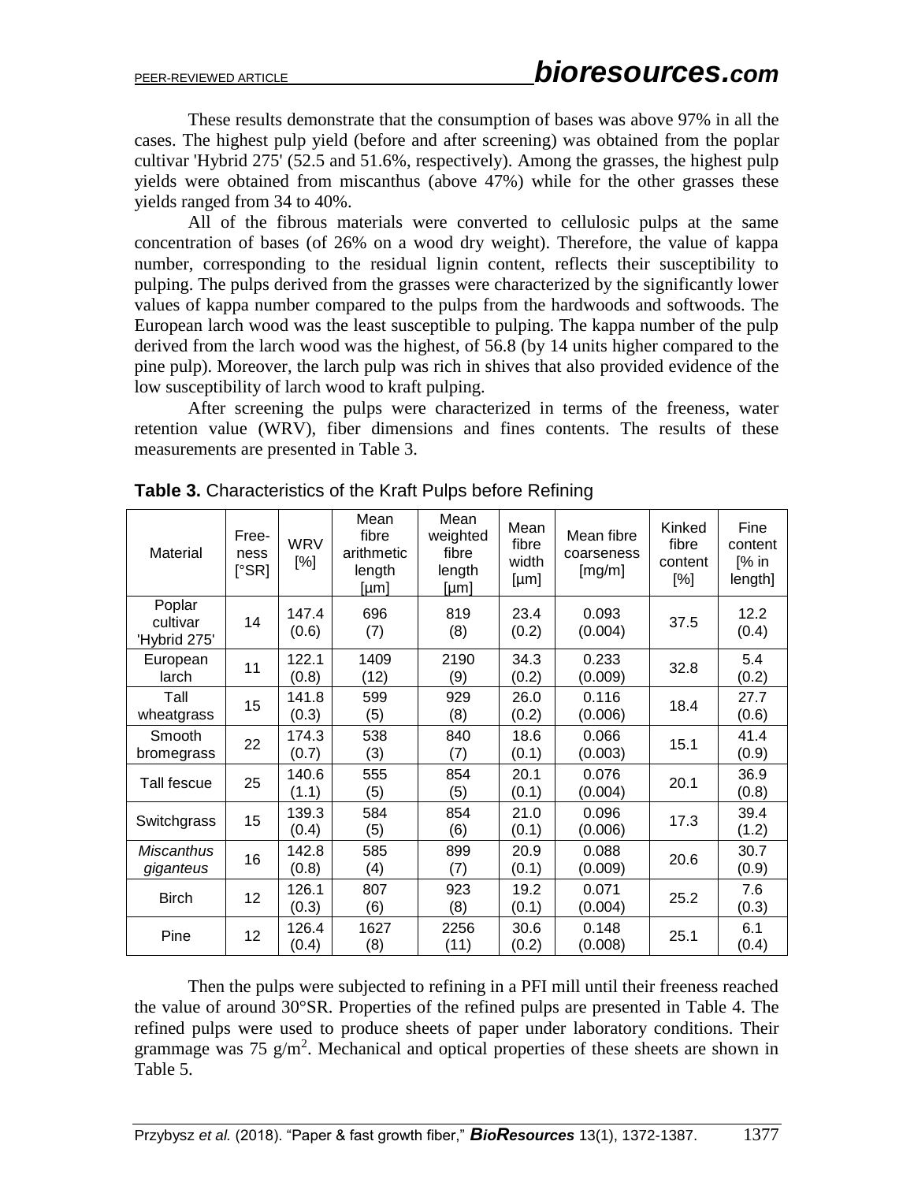These results demonstrate that the consumption of bases was above 97% in all the cases. The highest pulp yield (before and after screening) was obtained from the poplar cultivar 'Hybrid 275' (52.5 and 51.6%, respectively). Among the grasses, the highest pulp yields were obtained from miscanthus (above 47%) while for the other grasses these yields ranged from 34 to 40%.

All of the fibrous materials were converted to cellulosic pulps at the same concentration of bases (of 26% on a wood dry weight). Therefore, the value of kappa number, corresponding to the residual lignin content, reflects their susceptibility to pulping. The pulps derived from the grasses were characterized by the significantly lower values of kappa number compared to the pulps from the hardwoods and softwoods. The European larch wood was the least susceptible to pulping. The kappa number of the pulp derived from the larch wood was the highest, of 56.8 (by 14 units higher compared to the pine pulp). Moreover, the larch pulp was rich in shives that also provided evidence of the low susceptibility of larch wood to kraft pulping.

After screening the pulps were characterized in terms of the freeness, water retention value (WRV), fiber dimensions and fines contents. The results of these measurements are presented in Table 3.

**Table 3.** Characteristics of the Kraft Pulps before Refining

| Material | Freeness [°SR] | WRV [%] | Mean fibre arithmetic length [µm] | Mean weighted fibre length [µm] | Mean fibre width [µm] | Mean fibre coarseness [mg/m] | Kinked fibre content [%] | Fine content [% in length] |
|---|---|---|---|---|---|---|---|---|
| Poplar cultivar 'Hybrid 275' | 14 | 147.4 (0.6) | 696 (7) | 819 (8) | 23.4 (0.2) | 0.093 (0.004) | 37.5 | 12.2 (0.4) |
| European larch | 11 | 122.1 (0.8) | 1409 (12) | 2190 (9) | 34.3 (0.2) | 0.233 (0.009) | 32.8 | 5.4 (0.2) |
| Tall wheatgrass | 15 | 141.8 (0.3) | 599 (5) | 929 (8) | 26.0 (0.2) | 0.116 (0.006) | 18.4 | 27.7 (0.6) |
| Smooth bromegrass | 22 | 174.3 (0.7) | 538 (3) | 840 (7) | 18.6 (0.1) | 0.066 (0.003) | 15.1 | 41.4 (0.9) |
| Tall fescue | 25 | 140.6 (1.1) | 555 (5) | 854 (5) | 20.1 (0.1) | 0.076 (0.004) | 20.1 | 36.9 (0.8) |
| Switchgrass | 15 | 139.3 (0.4) | 584 (5) | 854 (6) | 21.0 (0.1) | 0.096 (0.006) | 17.3 | 39.4 (1.2) |
| *Miscanthus giganteus* | 16 | 142.8 (0.8) | 585 (4) | 899 (7) | 20.9 (0.1) | 0.088 (0.009) | 20.6 | 30.7 (0.9) |
| Birch | 12 | 126.1 (0.3) | 807 (6) | 923 (8) | 19.2 (0.1) | 0.071 (0.004) | 25.2 | 7.6 (0.3) |
| Pine | 12 | 126.4 (0.4) | 1627 (8) | 2256 (11) | 30.6 (0.2) | 0.148 (0.008) | 25.1 | 6.1 (0.4) |

Then the pulps were subjected to refining in a PFI mill until their freeness reached the value of around 30°SR. Properties of the refined pulps are presented in Table 4. The refined pulps were used to produce sheets of paper under laboratory conditions. Their grammage was 75 $g/m^2$. Mechanical and optical properties of these sheets are shown in Table 5.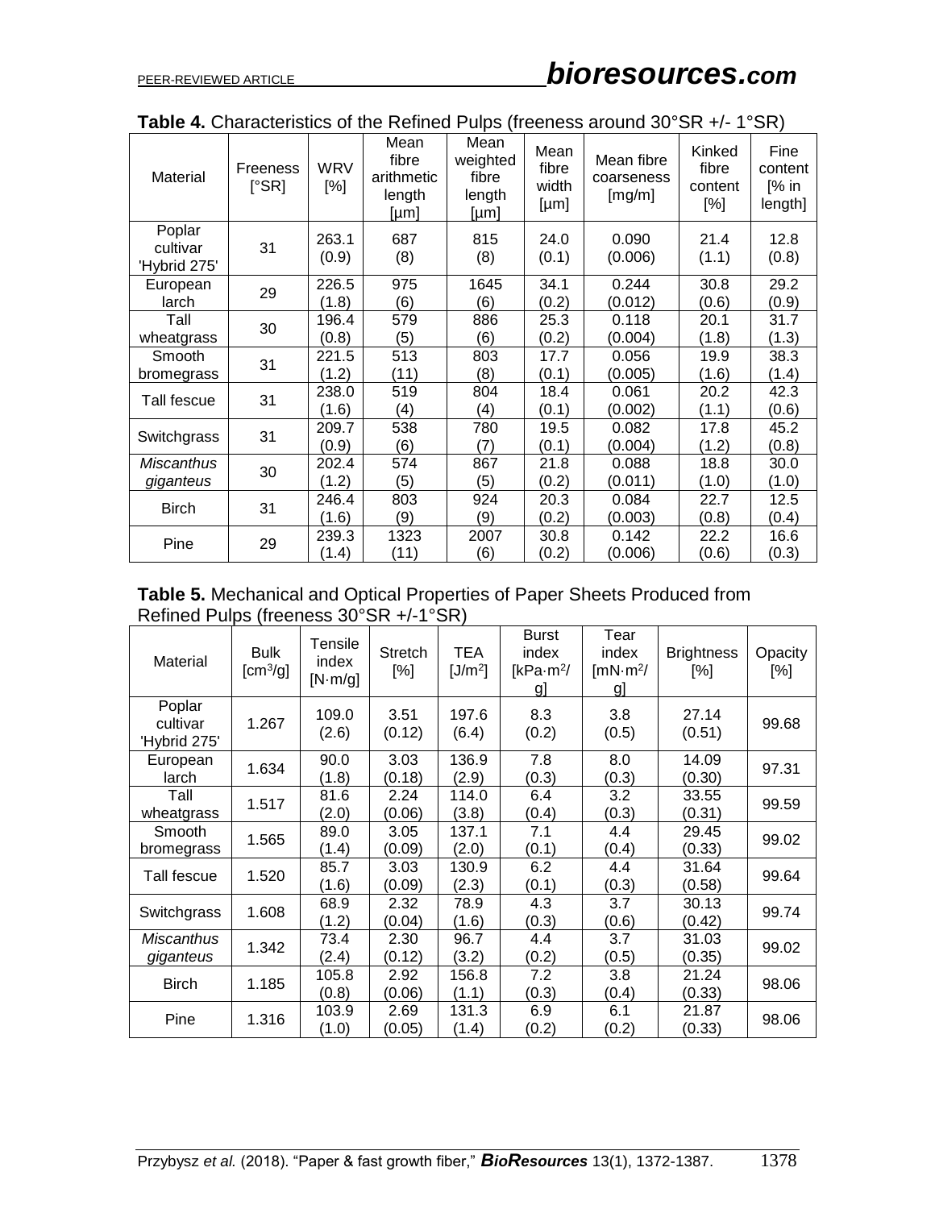**Table 4.** Characteristics of the Refined Pulps (freeness around 30°SR +/- 1°SR)

| Material | Freeness [°SR] | WRV [%] | Mean fibre arithmetic length [µm] | Mean weighted fibre length [µm] | Mean fibre width [µm] | Mean fibre coarseness [mg/m] | Kinked fibre content [%] | Fine content [% in length] |
|---|---|---|---|---|---|---|---|---|
| Poplar cultivar 'Hybrid 275' | 31 | 263.1 (0.9) | 687 (8) | 815 (8) | 24.0 (0.1) | 0.090 (0.006) | 21.4 (1.1) | 12.8 (0.8) |
| European larch | 29 | 226.5 (1.8) | 975 (6) | 1645 (6) | 34.1 (0.2) | 0.244 (0.012) | 30.8 (0.6) | 29.2 (0.9) |
| Tall wheatgrass | 30 | 196.4 (0.8) | 579 (5) | 886 (6) | 25.3 (0.2) | 0.118 (0.004) | 20.1 (1.8) | 31.7 (1.3) |
| Smooth bromegrass | 31 | 221.5 (1.2) | 513 (11) | 803 (8) | 17.7 (0.1) | 0.056 (0.005) | 19.9 (1.6) | 38.3 (1.4) |
| Tall fescue | 31 | 238.0 (1.6) | 519 (4) | 804 (4) | 18.4 (0.1) | 0.061 (0.002) | 20.2 (1.1) | 42.3 (0.6) |
| Switchgrass | 31 | 209.7 (0.9) | 538 (6) | 780 (7) | 19.5 (0.1) | 0.082 (0.004) | 17.8 (1.2) | 45.2 (0.8) |
| *Miscanthus giganteus* | 30 | 202.4 (1.2) | 574 (5) | 867 (5) | 21.8 (0.2) | 0.088 (0.011) | 18.8 (1.0) | 30.0 (1.0) |
| Birch | 31 | 246.4 (1.6) | 803 (9) | 924 (9) | 20.3 (0.2) | 0.084 (0.003) | 22.7 (0.8) | 12.5 (0.4) |
| Pine | 29 | 239.3 (1.4) | 1323 (11) | 2007 (6) | 30.8 (0.2) | 0.142 (0.006) | 22.2 (0.6) | 16.6 (0.3) |

**Table 5.** Mechanical and Optical Properties of Paper Sheets Produced from Refined Pulps (freeness 30°SR +/-1°SR)

| Material | Bulk [$cm^3/g$] | Tensile index [N·m/g] | Stretch [%] | TEA [$J/m^2$] | Burst index [$kPa \cdot m^2/g$] | Tear index [$mN \cdot m^2/g$] | Brightness [%] | Opacity [%] |
|---|---|---|---|---|---|---|---|---|
| Poplar cultivar 'Hybrid 275' | 1.267 | 109.0 (2.6) | 3.51 (0.12) | 197.6 (6.4) | 8.3 (0.2) | 3.8 (0.5) | 27.14 (0.51) | 99.68 |
| European larch | 1.634 | 90.0 (1.8) | 3.03 (0.18) | 136.9 (2.9) | 7.8 (0.3) | 8.0 (0.3) | 14.09 (0.30) | 97.31 |
| Tall wheatgrass | 1.517 | 81.6 (2.0) | 2.24 (0.06) | 114.0 (3.8) | 6.4 (0.4) | 3.2 (0.3) | 33.55 (0.31) | 99.59 |
| Smooth bromegrass | 1.565 | 89.0 (1.4) | 3.05 (0.09) | 137.1 (2.0) | 7.1 (0.1) | 4.4 (0.4) | 29.45 (0.33) | 99.02 |
| Tall fescue | 1.520 | 85.7 (1.6) | 3.03 (0.09) | 130.9 (2.3) | 6.2 (0.1) | 4.4 (0.3) | 31.64 (0.58) | 99.64 |
| Switchgrass | 1.608 | 68.9 (1.2) | 2.32 (0.04) | 78.9 (1.6) | 4.3 (0.3) | 3.7 (0.6) | 30.13 (0.42) | 99.74 |
| *Miscanthus giganteus* | 1.342 | 73.4 (2.4) | 2.30 (0.12) | 96.7 (3.2) | 4.4 (0.2) | 3.7 (0.5) | 31.03 (0.35) | 99.02 |
| Birch | 1.185 | 105.8 (0.8) | 2.92 (0.06) | 156.8 (1.1) | 7.2 (0.3) | 3.8 (0.4) | 21.24 (0.33) | 98.06 |
| Pine | 1.316 | 103.9 (1.0) | 2.69 (0.05) | 131.3 (1.4) | 6.9 (0.2) | 6.1 (0.2) | 21.87 (0.33) | 98.06 |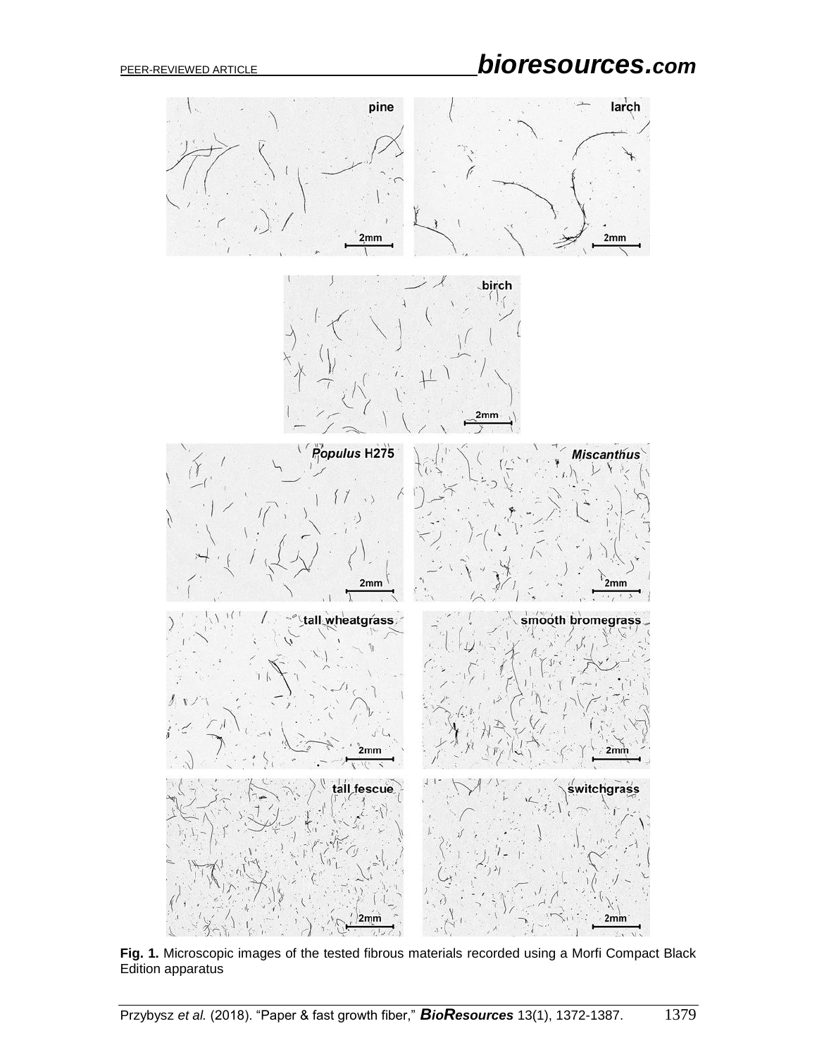**Fig. 1.** Microscopic images of the tested fibrous materials recorded using a Morfi Compact Black Edition apparatus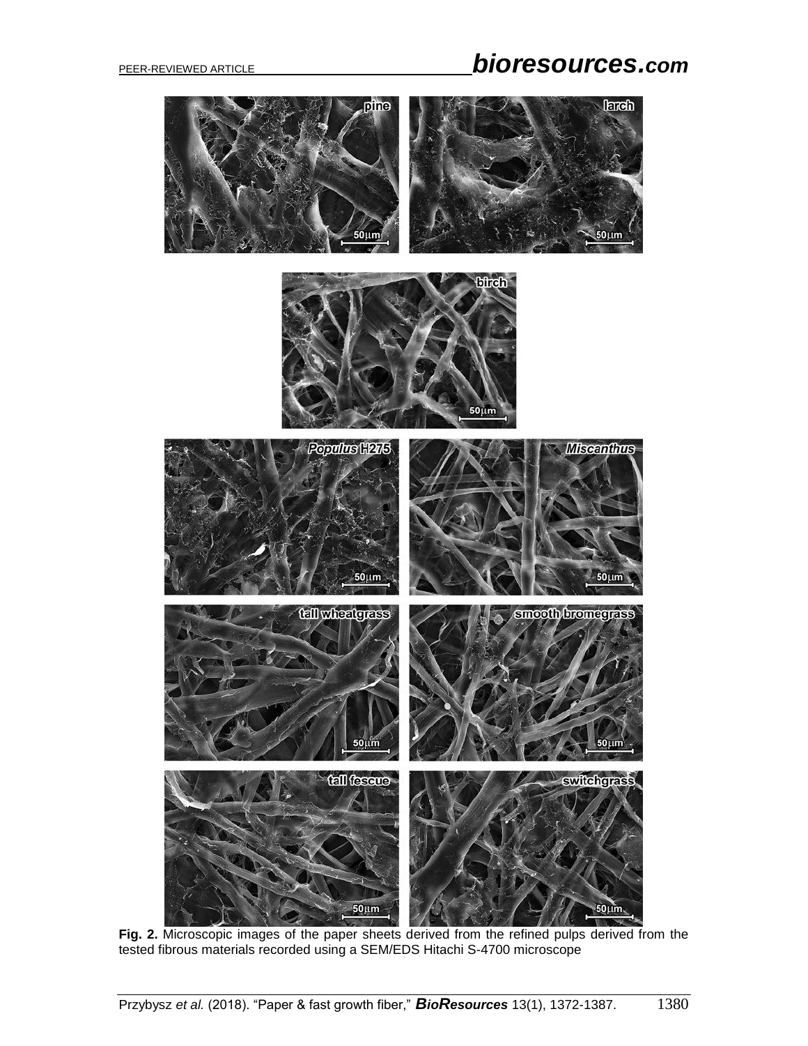**Fig. 2.** Microscopic images of the paper sheets derived from the refined pulps derived from the tested fibrous materials recorded using a SEM/EDS Hitachi S-4700 microscope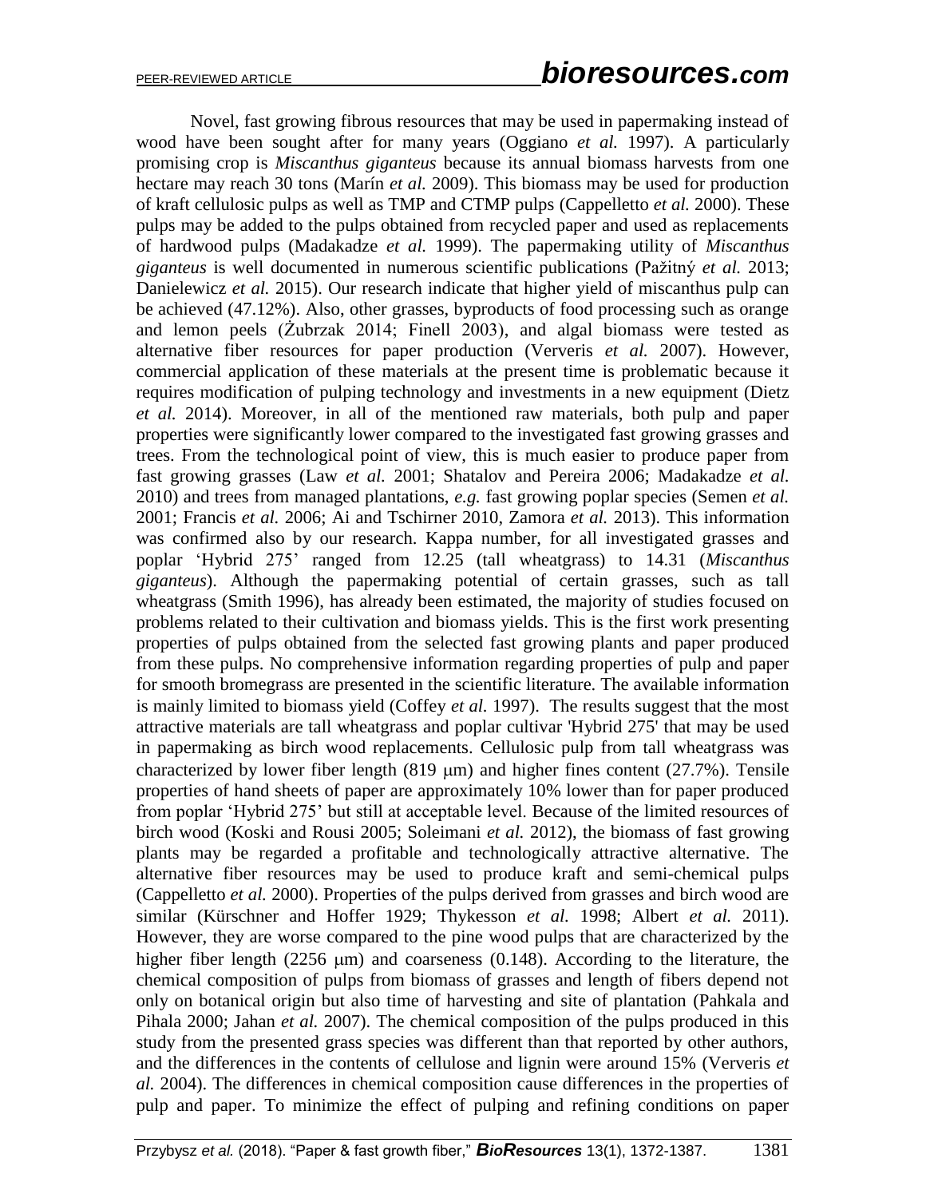Novel, fast growing fibrous resources that may be used in papermaking instead of wood have been sought after for many years (Oggiano *et al.* 1997). A particularly promising crop is *Miscanthus giganteus* because its annual biomass harvests from one hectare may reach 30 tons (Marín *et al.* 2009). This biomass may be used for production of kraft cellulosic pulps as well as TMP and CTMP pulps (Cappelletto *et al.* 2000). These pulps may be added to the pulps obtained from recycled paper and used as replacements of hardwood pulps (Madakadze *et al.* 1999). The papermaking utility of *Miscanthus giganteus* is well documented in numerous scientific publications (Pažitný *et al.* 2013; Danielewicz *et al.* 2015). Our research indicate that higher yield of miscanthus pulp can be achieved (47.12%). Also, other grasses, byproducts of food processing such as orange and lemon peels (Żubrzak 2014; Finell 2003), and algal biomass were tested as alternative fiber resources for paper production (Ververis *et al.* 2007). However, commercial application of these materials at the present time is problematic because it requires modification of pulping technology and investments in a new equipment (Dietz *et al.* 2014). Moreover, in all of the mentioned raw materials, both pulp and paper properties were significantly lower compared to the investigated fast growing grasses and trees. From the technological point of view, this is much easier to produce paper from fast growing grasses (Law *et al.* 2001; Shatalov and Pereira 2006; Madakadze *et al.* 2010) and trees from managed plantations, *e.g.* fast growing poplar species (Semen *et al.* 2001; Francis *et al.* 2006; Ai and Tschirner 2010, Zamora *et al.* 2013). This information was confirmed also by our research. Kappa number, for all investigated grasses and poplar 'Hybrid 275' ranged from 12.25 (tall wheatgrass) to 14.31 (*Miscanthus giganteus*). Although the papermaking potential of certain grasses, such as tall wheatgrass (Smith 1996), has already been estimated, the majority of studies focused on problems related to their cultivation and biomass yields. This is the first work presenting properties of pulps obtained from the selected fast growing plants and paper produced from these pulps. No comprehensive information regarding properties of pulp and paper for smooth bromegrass are presented in the scientific literature. The available information is mainly limited to biomass yield (Coffey *et al.* 1997). The results suggest that the most attractive materials are tall wheatgrass and poplar cultivar 'Hybrid 275' that may be used in papermaking as birch wood replacements. Cellulosic pulp from tall wheatgrass was characterized by lower fiber length (819 μm) and higher fines content (27.7%). Tensile properties of hand sheets of paper are approximately 10% lower than for paper produced from poplar 'Hybrid 275' but still at acceptable level. Because of the limited resources of birch wood (Koski and Rousi 2005; Soleimani *et al.* 2012), the biomass of fast growing plants may be regarded a profitable and technologically attractive alternative. The alternative fiber resources may be used to produce kraft and semi-chemical pulps (Cappelletto *et al.* 2000). Properties of the pulps derived from grasses and birch wood are similar (Kürschner and Hoffer 1929; Thykesson *et al.* 1998; Albert *et al.* 2011). However, they are worse compared to the pine wood pulps that are characterized by the higher fiber length (2256 μm) and coarseness (0.148). According to the literature, the chemical composition of pulps from biomass of grasses and length of fibers depend not only on botanical origin but also time of harvesting and site of plantation (Pahkala and Pihala 2000; Jahan *et al.* 2007). The chemical composition of the pulps produced in this study from the presented grass species was different than that reported by other authors, and the differences in the contents of cellulose and lignin were around 15% (Ververis *et al.* 2004). The differences in chemical composition cause differences in the properties of pulp and paper. To minimize the effect of pulping and refining conditions on paper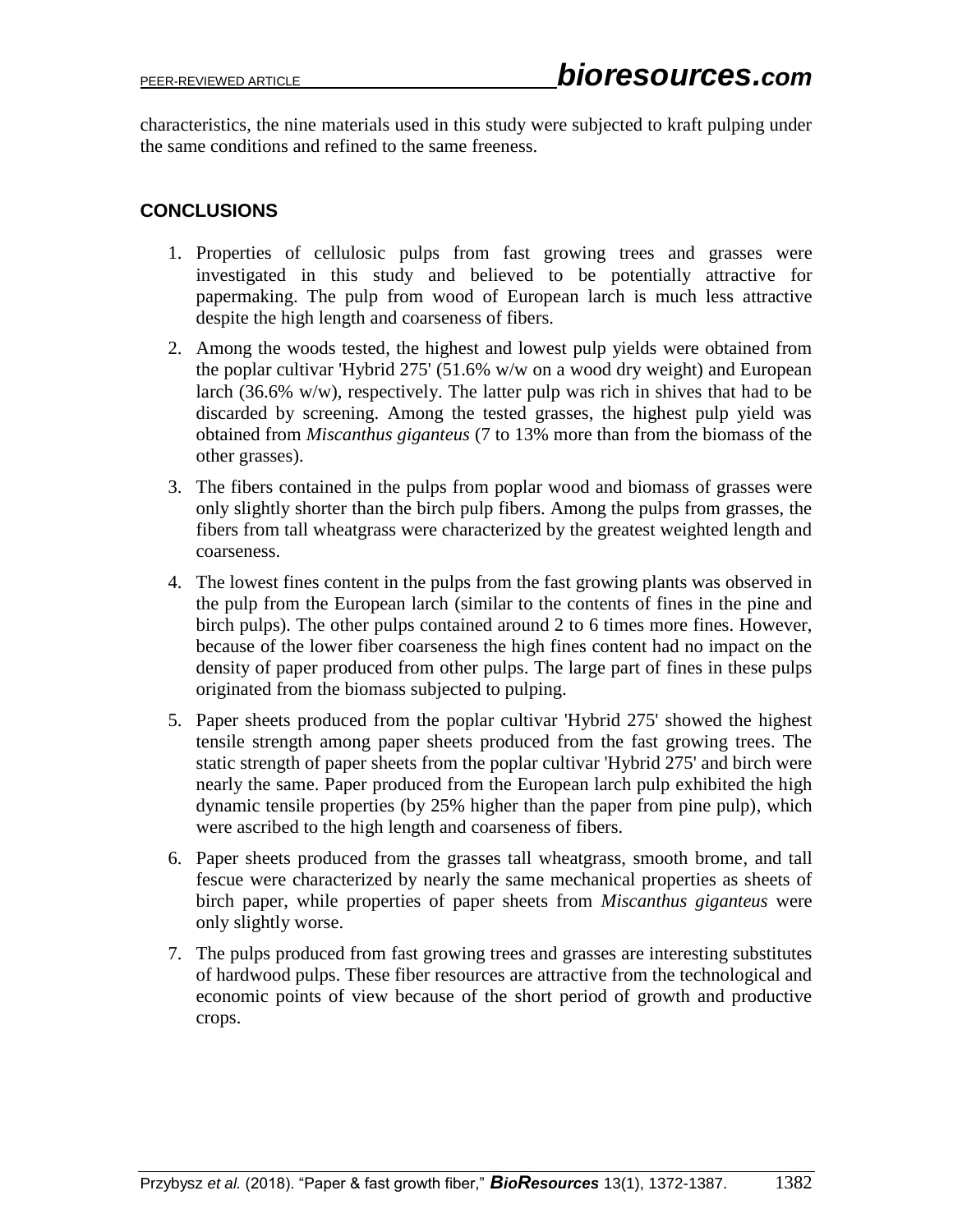characteristics, the nine materials used in this study were subjected to kraft pulping under the same conditions and refined to the same freeness.

## CONCLUSIONS

1. Properties of cellulosic pulps from fast growing trees and grasses were investigated in this study and believed to be potentially attractive for papermaking. The pulp from wood of European larch is much less attractive despite the high length and coarseness of fibers.
2. Among the woods tested, the highest and lowest pulp yields were obtained from the poplar cultivar 'Hybrid 275' (51.6% w/w on a wood dry weight) and European larch (36.6% w/w), respectively. The latter pulp was rich in shives that had to be discarded by screening. Among the tested grasses, the highest pulp yield was obtained from *Miscanthus giganteus* (7 to 13% more than from the biomass of the other grasses).
3. The fibers contained in the pulps from poplar wood and biomass of grasses were only slightly shorter than the birch pulp fibers. Among the pulps from grasses, the fibers from tall wheatgrass were characterized by the greatest weighted length and coarseness.
4. The lowest fines content in the pulps from the fast growing plants was observed in the pulp from the European larch (similar to the contents of fines in the pine and birch pulps). The other pulps contained around 2 to 6 times more fines. However, because of the lower fiber coarseness the high fines content had no impact on the density of paper produced from other pulps. The large part of fines in these pulps originated from the biomass subjected to pulping.
5. Paper sheets produced from the poplar cultivar 'Hybrid 275' showed the highest tensile strength among paper sheets produced from the fast growing trees. The static strength of paper sheets from the poplar cultivar 'Hybrid 275' and birch were nearly the same. Paper produced from the European larch pulp exhibited the high dynamic tensile properties (by 25% higher than the paper from pine pulp), which were ascribed to the high length and coarseness of fibers.
6. Paper sheets produced from the grasses tall wheatgrass, smooth brome, and tall fescue were characterized by nearly the same mechanical properties as sheets of birch paper, while properties of paper sheets from *Miscanthus giganteus* were only slightly worse.
7. The pulps produced from fast growing trees and grasses are interesting substitutes of hardwood pulps. These fiber resources are attractive from the technological and economic points of view because of the short period of growth and productive crops.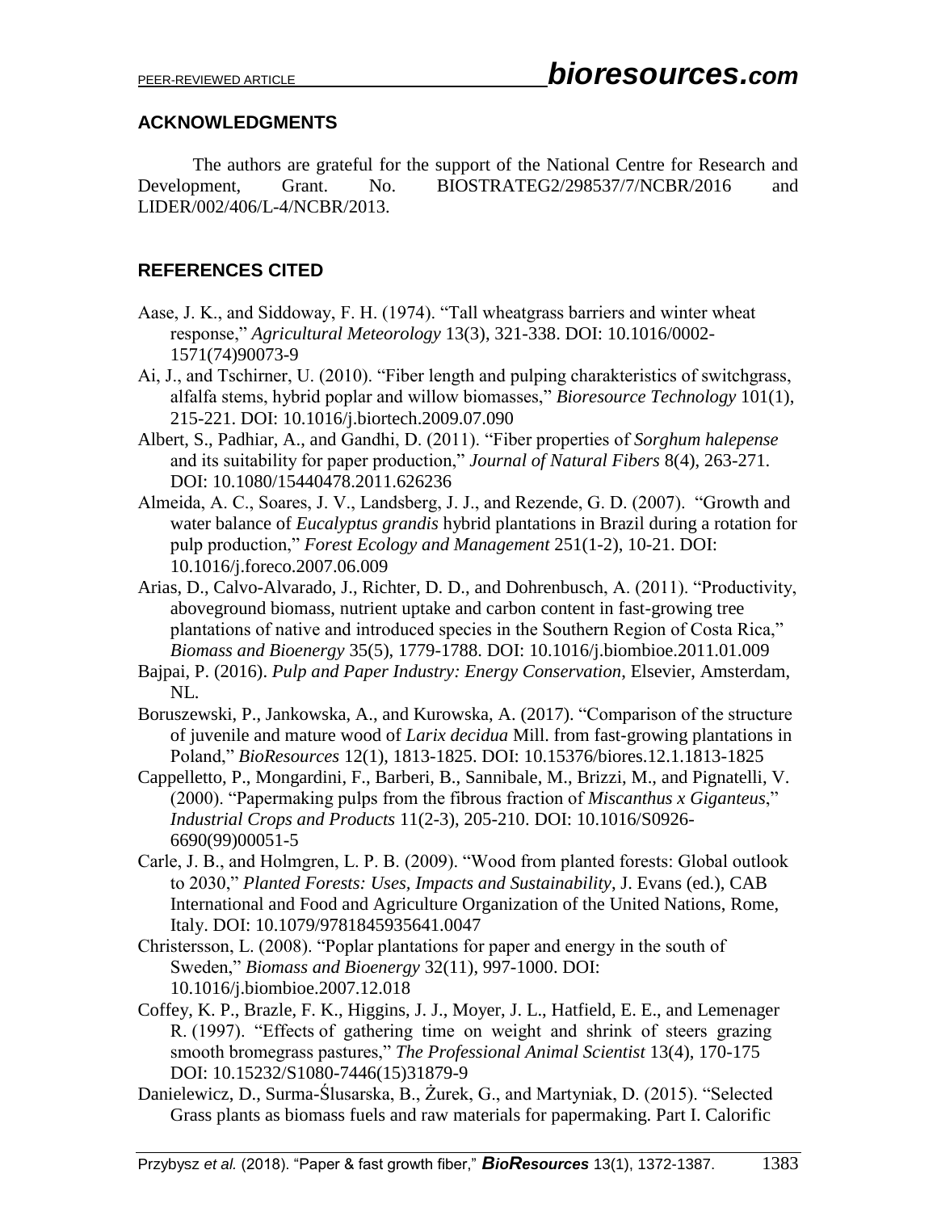## ACKNOWLEDGMENTS

The authors are grateful for the support of the National Centre for Research and Development, Grant. No. BIOSTRATEG2/298537/7/NCBR/2016 and LIDER/002/406/L-4/NCBR/2013.

## REFERENCES CITED

Aase, J. K., and Siddoway, F. H. (1974). "Tall wheatgrass barriers and winter wheat response," *Agricultural Meteorology* 13(3), 321-338. DOI: 10.1016/0002-1571(74)90073-9

Ai, J., and Tschirner, U. (2010). "Fiber length and pulping charakteristics of switchgrass, alfalfa stems, hybrid poplar and willow biomasses," *Bioresource Technology* 101(1), 215-221. DOI: 10.1016/j.biortech.2009.07.090

Albert, S., Padhiar, A., and Gandhi, D. (2011). "Fiber properties of *Sorghum halepense* and its suitability for paper production," *Journal of Natural Fibers* 8(4), 263-271. DOI: 10.1080/15440478.2011.626236

Almeida, A. C., Soares, J. V., Landsberg, J. J., and Rezende, G. D. (2007). "Growth and water balance of *Eucalyptus grandis* hybrid plantations in Brazil during a rotation for pulp production," *Forest Ecology and Management* 251(1-2), 10-21. DOI: 10.1016/j.foreco.2007.06.009

Arias, D., Calvo-Alvarado, J., Richter, D. D., and Dohrenbusch, A. (2011). "Productivity, aboveground biomass, nutrient uptake and carbon content in fast-growing tree plantations of native and introduced species in the Southern Region of Costa Rica," *Biomass and Bioenergy* 35(5), 1779-1788. DOI: 10.1016/j.biombioe.2011.01.009

Bajpai, P. (2016). *Pulp and Paper Industry: Energy Conservation*, Elsevier, Amsterdam, NL.

Boruszewski, P., Jankowska, A., and Kurowska, A. (2017). "Comparison of the structure of juvenile and mature wood of *Larix decidua* Mill. from fast-growing plantations in Poland," *BioResources* 12(1), 1813-1825. DOI: 10.15376/biores.12.1.1813-1825

Cappelletto, P., Mongardini, F., Barberi, B., Sannibale, M., Brizzi, M., and Pignatelli, V. (2000). "Papermaking pulps from the fibrous fraction of *Miscanthus x Giganteus*," *Industrial Crops and Products* 11(2-3), 205-210. DOI: 10.1016/S0926-6690(99)00051-5

Carle, J. B., and Holmgren, L. P. B. (2009). "Wood from planted forests: Global outlook to 2030," *Planted Forests: Uses, Impacts and Sustainability*, J. Evans (ed.), CAB International and Food and Agriculture Organization of the United Nations, Rome, Italy. DOI: 10.1079/9781845935641.0047

Christersson, L. (2008). "Poplar plantations for paper and energy in the south of Sweden," *Biomass and Bioenergy* 32(11), 997-1000. DOI: 10.1016/j.biombioe.2007.12.018

Coffey, K. P., Brazle, F. K., Higgins, J. J., Moyer, J. L., Hatfield, E. E., and Lemenager R. (1997). "Effects of gathering time on weight and shrink of steers grazing smooth bromegrass pastures," *The Professional Animal Scientist* 13(4), 170-175 DOI: 10.15232/S1080-7446(15)31879-9

Danielewicz, D., Surma-Ślusarska, B., Żurek, G., and Martyniak, D. (2015). "Selected Grass plants as biomass fuels and raw materials for papermaking. Part I. Calorific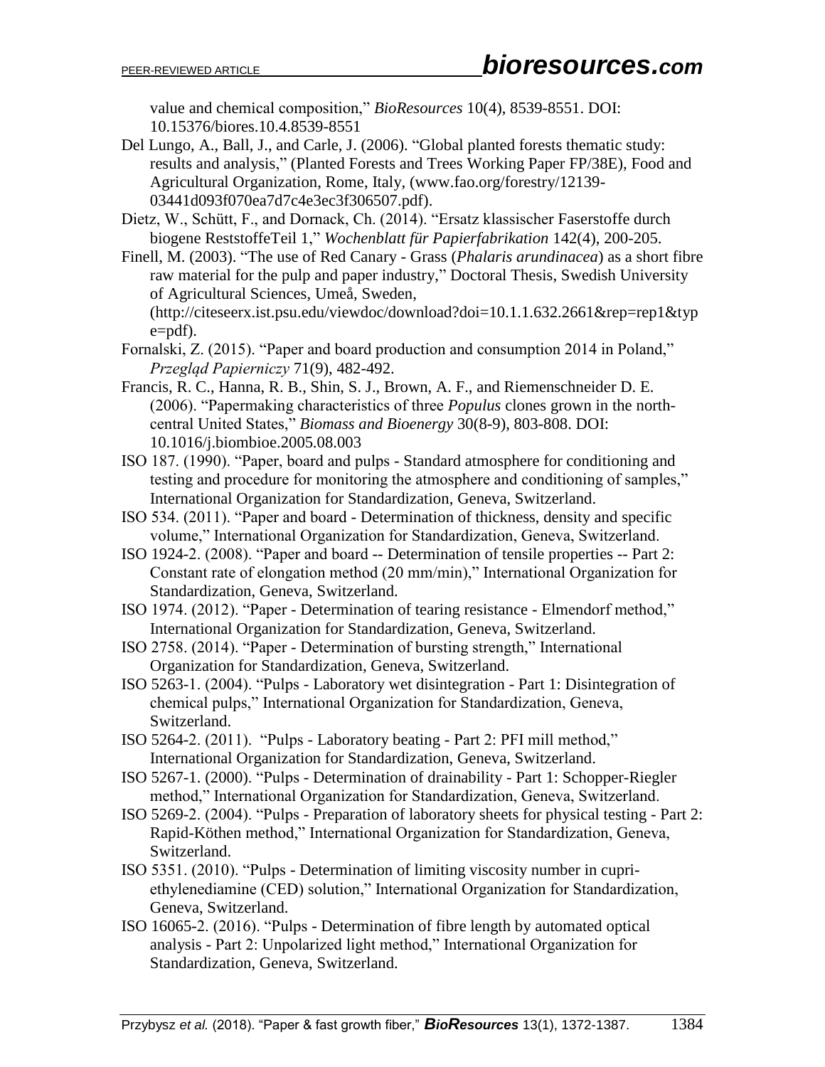value and chemical composition," *BioResources* 10(4), 8539-8551. DOI: 10.15376/biores.10.4.8539-8551

Del Lungo, A., Ball, J., and Carle, J. (2006). "Global planted forests thematic study: results and analysis," (Planted Forests and Trees Working Paper FP/38E), Food and Agricultural Organization, Rome, Italy, (www.fao.org/forestry/12139-03441d093f070ea7d7c4e3ec3f306507.pdf).

Dietz, W., Schütt, F., and Dornack, Ch. (2014). "Ersatz klassischer Faserstoffe durch biogene ReststoffeTeil 1," *Wochenblatt für Papierfabrikation* 142(4), 200-205.

Finell, M. (2003). "The use of Red Canary - Grass (*Phalaris arundinacea*) as a short fibre raw material for the pulp and paper industry," Doctoral Thesis, Swedish University of Agricultural Sciences, Umeå, Sweden, (http://citeseerx.ist.psu.edu/viewdoc/download?doi=10.1.1.632.2661&rep=rep1&type=pdf).

Fornalski, Z. (2015). "Paper and board production and consumption 2014 in Poland," *Przegląd Papierniczy* 71(9), 482-492.

Francis, R. C., Hanna, R. B., Shin, S. J., Brown, A. F., and Riemenschneider D. E. (2006). "Papermaking characteristics of three *Populus* clones grown in the north-central United States," *Biomass and Bioenergy* 30(8-9), 803-808. DOI: 10.1016/j.biombioe.2005.08.003

ISO 187. (1990). "Paper, board and pulps - Standard atmosphere for conditioning and testing and procedure for monitoring the atmosphere and conditioning of samples," International Organization for Standardization, Geneva, Switzerland.

ISO 534. (2011). "Paper and board - Determination of thickness, density and specific volume," International Organization for Standardization, Geneva, Switzerland.

ISO 1924-2. (2008). "Paper and board -- Determination of tensile properties -- Part 2: Constant rate of elongation method (20 mm/min)," International Organization for Standardization, Geneva, Switzerland.

ISO 1974. (2012). "Paper - Determination of tearing resistance - Elmendorf method," International Organization for Standardization, Geneva, Switzerland.

ISO 2758. (2014). "Paper - Determination of bursting strength," International Organization for Standardization, Geneva, Switzerland.

ISO 5263-1. (2004). "Pulps - Laboratory wet disintegration - Part 1: Disintegration of chemical pulps," International Organization for Standardization, Geneva, Switzerland.

ISO 5264-2. (2011). "Pulps - Laboratory beating - Part 2: PFI mill method," International Organization for Standardization, Geneva, Switzerland.

ISO 5267-1. (2000). "Pulps - Determination of drainability - Part 1: Schopper-Riegler method," International Organization for Standardization, Geneva, Switzerland.

ISO 5269-2. (2004). "Pulps - Preparation of laboratory sheets for physical testing - Part 2: Rapid-Köthen method," International Organization for Standardization, Geneva, Switzerland.

ISO 5351. (2010). "Pulps - Determination of limiting viscosity number in cupri-ethylenediamine (CED) solution," International Organization for Standardization, Geneva, Switzerland.

ISO 16065-2. (2016). "Pulps - Determination of fibre length by automated optical analysis - Part 2: Unpolarized light method," International Organization for Standardization, Geneva, Switzerland.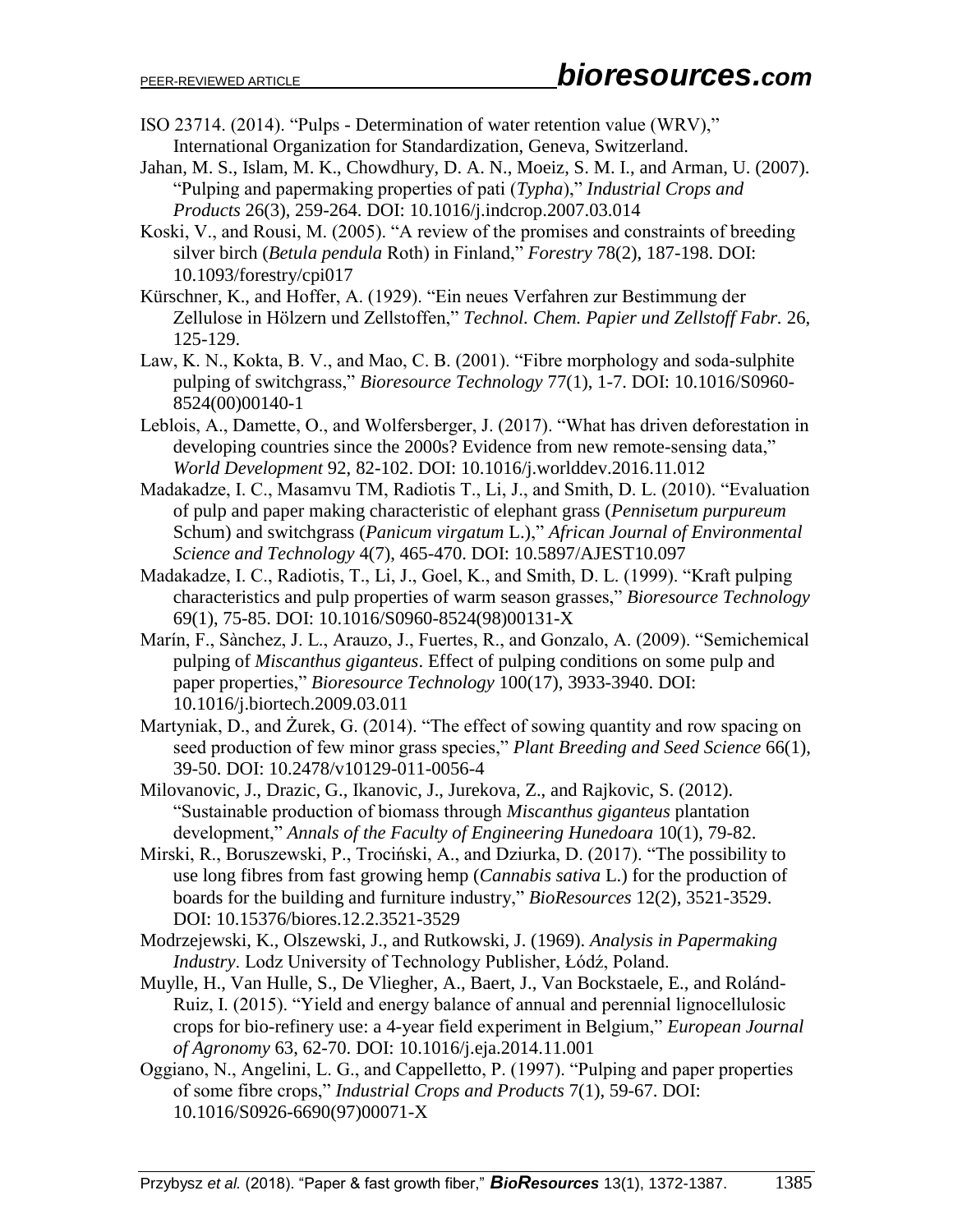ISO 23714. (2014). "Pulps - Determination of water retention value (WRV)," International Organization for Standardization, Geneva, Switzerland.

Jahan, M. S., Islam, M. K., Chowdhury, D. A. N., Moeiz, S. M. I., and Arman, U. (2007). "Pulping and papermaking properties of pati (*Typha*)," *Industrial Crops and Products* 26(3), 259-264. DOI: 10.1016/j.indcrop.2007.03.014

Koski, V., and Rousi, M. (2005). "A review of the promises and constraints of breeding silver birch (*Betula pendula* Roth) in Finland," *Forestry* 78(2), 187-198. DOI: 10.1093/forestry/cpi017

Kürschner, K., and Hoffer, A. (1929). "Ein neues Verfahren zur Bestimmung der Zellulose in Hölzern und Zellstoffen," *Technol. Chem. Papier und Zellstoff Fabr.* 26, 125-129.

Law, K. N., Kokta, B. V., and Mao, C. B. (2001). "Fibre morphology and soda-sulphite pulping of switchgrass," *Bioresource Technology* 77(1), 1-7. DOI: 10.1016/S0960-8524(00)00140-1

Leblois, A., Damette, O., and Wolfersberger, J. (2017). "What has driven deforestation in developing countries since the 2000s? Evidence from new remote-sensing data," *World Development* 92, 82-102. DOI: 10.1016/j.worlddev.2016.11.012

Madakadze, I. C., Masamvu TM, Radiotis T., Li, J., and Smith, D. L. (2010). "Evaluation of pulp and paper making characteristic of elephant grass (*Pennisetum purpureum* Schum) and switchgrass (*Panicum virgatum* L.)," *African Journal of Environmental Science and Technology* 4(7), 465-470. DOI: 10.5897/AJEST10.097

Madakadze, I. C., Radiotis, T., Li, J., Goel, K., and Smith, D. L. (1999). "Kraft pulping characteristics and pulp properties of warm season grasses," *Bioresource Technology* 69(1), 75-85. DOI: 10.1016/S0960-8524(98)00131-X

Marín, F., Sànchez, J. L., Arauzo, J., Fuertes, R., and Gonzalo, A. (2009). "Semichemical pulping of *Miscanthus giganteus*. Effect of pulping conditions on some pulp and paper properties," *Bioresource Technology* 100(17), 3933-3940. DOI: 10.1016/j.biortech.2009.03.011

Martyniak, D., and Żurek, G. (2014). "The effect of sowing quantity and row spacing on seed production of few minor grass species," *Plant Breeding and Seed Science* 66(1), 39-50. DOI: 10.2478/v10129-011-0056-4

Milovanovic, J., Drazic, G., Ikanovic, J., Jurekova, Z., and Rajkovic, S. (2012). "Sustainable production of biomass through *Miscanthus giganteus* plantation development," *Annals of the Faculty of Engineering Hunedoara* 10(1), 79-82.

Mirski, R., Boruszewski, P., Trociński, A., and Dziurka, D. (2017). "The possibility to use long fibres from fast growing hemp (*Cannabis sativa* L.) for the production of boards for the building and furniture industry," *BioResources* 12(2), 3521-3529. DOI: 10.15376/biores.12.2.3521-3529

Modrzejewski, K., Olszewski, J., and Rutkowski, J. (1969). *Analysis in Papermaking Industry*. Lodz University of Technology Publisher, Łódź, Poland.

Muylle, H., Van Hulle, S., De Vliegher, A., Baert, J., Van Bockstaele, E., and Roldán-Ruiz, I. (2015). "Yield and energy balance of annual and perennial lignocellulosic crops for bio-refinery use: a 4-year field experiment in Belgium," *European Journal of Agronomy* 63, 62-70. DOI: 10.1016/j.eja.2014.11.001

Oggiano, N., Angelini, L. G., and Cappelletto, P. (1997). "Pulping and paper properties of some fibre crops," *Industrial Crops and Products* 7(1), 59-67. DOI: 10.1016/S0926-6690(97)00071-X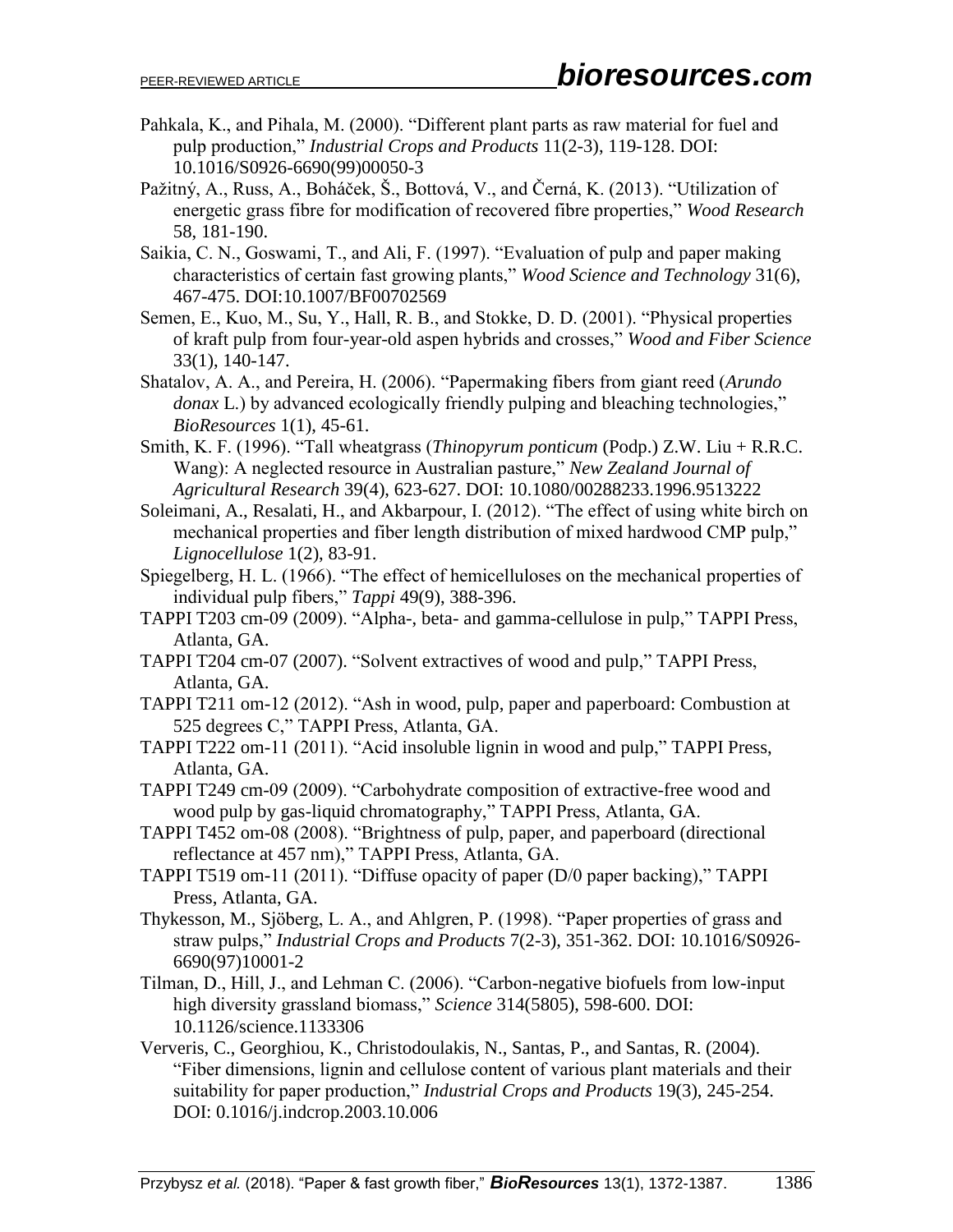Pahkala, K., and Pihala, M. (2000). "Different plant parts as raw material for fuel and pulp production," *Industrial Crops and Products* 11(2-3), 119-128. DOI: 10.1016/S0926-6690(99)00050-3

Pažitný, A., Russ, A., Boháček, Š., Bottová, V., and Černá, K. (2013). "Utilization of energetic grass fibre for modification of recovered fibre properties," *Wood Research* 58, 181-190.

Saikia, C. N., Goswami, T., and Ali, F. (1997). "Evaluation of pulp and paper making characteristics of certain fast growing plants," *Wood Science and Technology* 31(6), 467-475. DOI:10.1007/BF00702569

Semen, E., Kuo, M., Su, Y., Hall, R. B., and Stokke, D. D. (2001). "Physical properties of kraft pulp from four-year-old aspen hybrids and crosses," *Wood and Fiber Science* 33(1), 140-147.

Shatalov, A. A., and Pereira, H. (2006). "Papermaking fibers from giant reed (*Arundo donax* L.) by advanced ecologically friendly pulping and bleaching technologies," *BioResources* 1(1), 45-61.

Smith, K. F. (1996). "Tall wheatgrass (*Thinopyrum ponticum* (Podp.) Z.W. Liu + R.R.C. Wang): A neglected resource in Australian pasture," *New Zealand Journal of Agricultural Research* 39(4), 623-627. DOI: 10.1080/00288233.1996.9513222

Soleimani, A., Resalati, H., and Akbarpour, I. (2012). "The effect of using white birch on mechanical properties and fiber length distribution of mixed hardwood CMP pulp," *Lignocellulose* 1(2), 83-91.

Spiegelberg, H. L. (1966). "The effect of hemicelluloses on the mechanical properties of individual pulp fibers," *Tappi* 49(9), 388-396.

TAPPI T203 cm-09 (2009). "Alpha-, beta- and gamma-cellulose in pulp," TAPPI Press, Atlanta, GA.

TAPPI T204 cm-07 (2007). "Solvent extractives of wood and pulp," TAPPI Press, Atlanta, GA.

TAPPI T211 om-12 (2012). "Ash in wood, pulp, paper and paperboard: Combustion at 525 degrees C," TAPPI Press, Atlanta, GA.

TAPPI T222 om-11 (2011). "Acid insoluble lignin in wood and pulp," TAPPI Press, Atlanta, GA.

TAPPI T249 cm-09 (2009). "Carbohydrate composition of extractive-free wood and wood pulp by gas-liquid chromatography," TAPPI Press, Atlanta, GA.

TAPPI T452 om-08 (2008). "Brightness of pulp, paper, and paperboard (directional reflectance at 457 nm)," TAPPI Press, Atlanta, GA.

TAPPI T519 om-11 (2011). "Diffuse opacity of paper (D/0 paper backing)," TAPPI Press, Atlanta, GA.

Thykesson, M., Sjöberg, L. A., and Ahlgren, P. (1998). "Paper properties of grass and straw pulps," *Industrial Crops and Products* 7(2-3), 351-362. DOI: 10.1016/S0926-6690(97)10001-2

Tilman, D., Hill, J., and Lehman C. (2006). "Carbon-negative biofuels from low-input high diversity grassland biomass," *Science* 314(5805), 598-600. DOI: 10.1126/science.1133306

Ververis, C., Georghiou, K., Christodoulakis, N., Santas, P., and Santas, R. (2004). "Fiber dimensions, lignin and cellulose content of various plant materials and their suitability for paper production," *Industrial Crops and Products* 19(3), 245-254. DOI: 0.1016/j.indcrop.2003.10.006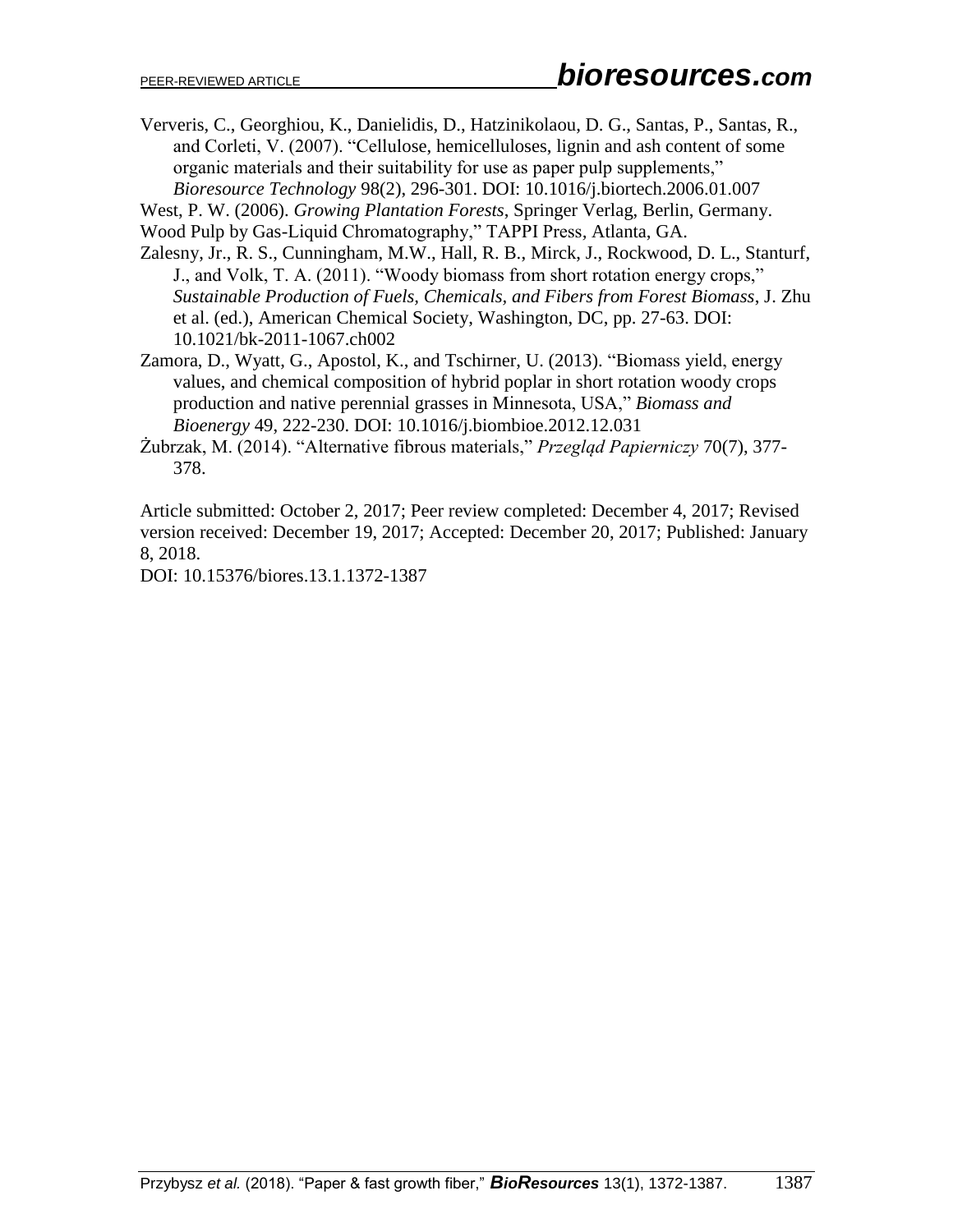Ververis, C., Georghiou, K., Danielidis, D., Hatzinikolaou, D. G., Santas, P., Santas, R., and Corleti, V. (2007). "Cellulose, hemicelluloses, lignin and ash content of some organic materials and their suitability for use as paper pulp supplements," *Bioresource Technology* 98(2), 296-301. DOI: 10.1016/j.biortech.2006.01.007

West, P. W. (2006). *Growing Plantation Forests*, Springer Verlag, Berlin, Germany.

Wood Pulp by Gas-Liquid Chromatography," TAPPI Press, Atlanta, GA.

Zalesny, Jr., R. S., Cunningham, M.W., Hall, R. B., Mirck, J., Rockwood, D. L., Stanturf, J., and Volk, T. A. (2011). "Woody biomass from short rotation energy crops," *Sustainable Production of Fuels, Chemicals, and Fibers from Forest Biomass*, J. Zhu et al. (ed.), American Chemical Society, Washington, DC, pp. 27-63. DOI: 10.1021/bk-2011-1067.ch002

Zamora, D., Wyatt, G., Apostol, K., and Tschirner, U. (2013). "Biomass yield, energy values, and chemical composition of hybrid poplar in short rotation woody crops production and native perennial grasses in Minnesota, USA," *Biomass and Bioenergy* 49, 222-230. DOI: 10.1016/j.biombioe.2012.12.031

Żubrzak, M. (2014). "Alternative fibrous materials," *Przegląd Papierniczy* 70(7), 377-378.

Article submitted: October 2, 2017; Peer review completed: December 4, 2017; Revised version received: December 19, 2017; Accepted: December 20, 2017; Published: January 8, 2018.

DOI: 10.15376/biores.13.1.1372-1387